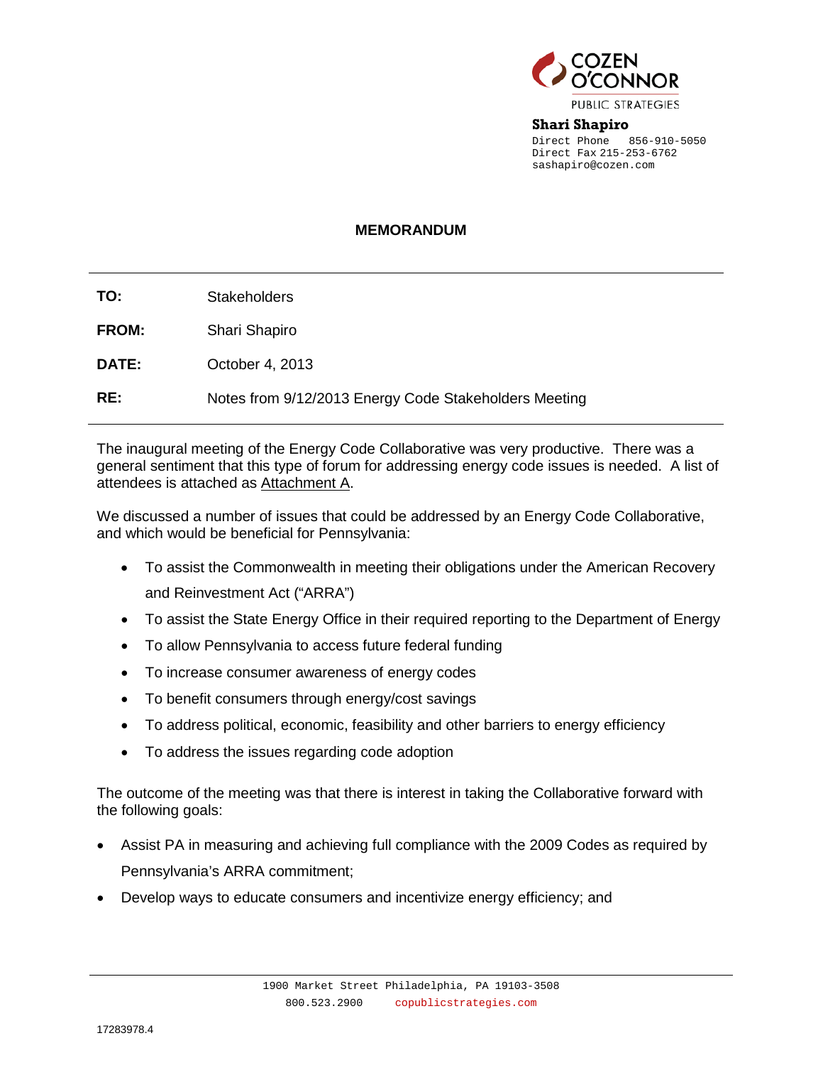COZEN O'CONNOR
PUBLIC STRATEGIES

**Shari Shapiro**
Direct Phone 856-910-5050
Direct Fax 215-253-6762
sashapiro@cozen.com

## MEMORANDUM

| | |
|---|---|
| **TO:** | Stakeholders |
| **FROM:** | Shari Shapiro |
| **DATE:** | October 4, 2013 |
| **RE:** | Notes from 9/12/2013 Energy Code Stakeholders Meeting |

The inaugural meeting of the Energy Code Collaborative was very productive. There was a general sentiment that this type of forum for addressing energy code issues is needed. A list of attendees is attached as Attachment A.

We discussed a number of issues that could be addressed by an Energy Code Collaborative, and which would be beneficial for Pennsylvania:

- To assist the Commonwealth in meeting their obligations under the American Recovery and Reinvestment Act ("ARRA")
- To assist the State Energy Office in their required reporting to the Department of Energy
- To allow Pennsylvania to access future federal funding
- To increase consumer awareness of energy codes
- To benefit consumers through energy/cost savings
- To address political, economic, feasibility and other barriers to energy efficiency
- To address the issues regarding code adoption

The outcome of the meeting was that there is interest in taking the Collaborative forward with the following goals:

- Assist PA in measuring and achieving full compliance with the 2009 Codes as required by Pennsylvania's ARRA commitment;
- Develop ways to educate consumers and incentivize energy efficiency; and

1900 Market Street Philadelphia, PA 19103-3508
800.523.2900 copublicstrategies.com

17283978.4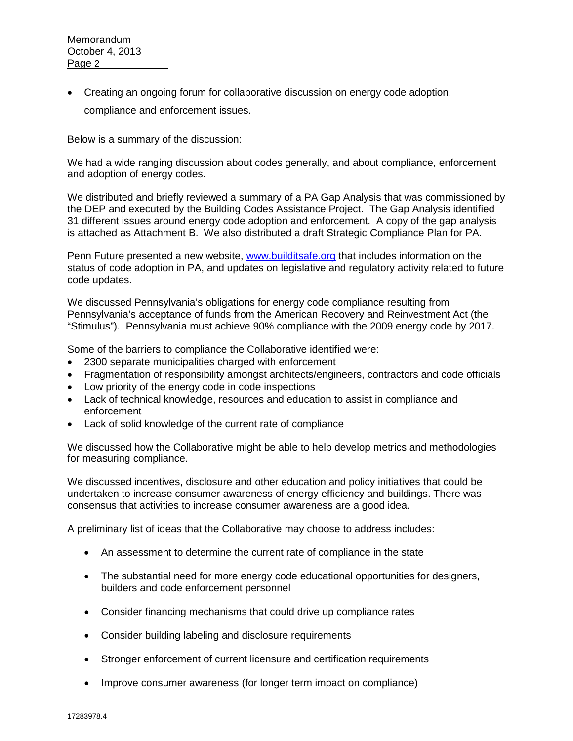- Creating an ongoing forum for collaborative discussion on energy code adoption, compliance and enforcement issues.

Below is a summary of the discussion:

We had a wide ranging discussion about codes generally, and about compliance, enforcement and adoption of energy codes.

We distributed and briefly reviewed a summary of a PA Gap Analysis that was commissioned by the DEP and executed by the Building Codes Assistance Project. The Gap Analysis identified 31 different issues around energy code adoption and enforcement. A copy of the gap analysis is attached as Attachment B. We also distributed a draft Strategic Compliance Plan for PA.

Penn Future presented a new website, [www.builditsafe.org](http://www.builditsafe.org) that includes information on the status of code adoption in PA, and updates on legislative and regulatory activity related to future code updates.

We discussed Pennsylvania's obligations for energy code compliance resulting from Pennsylvania's acceptance of funds from the American Recovery and Reinvestment Act (the "Stimulus"). Pennsylvania must achieve 90% compliance with the 2009 energy code by 2017.

Some of the barriers to compliance the Collaborative identified were:

- 2300 separate municipalities charged with enforcement
- Fragmentation of responsibility amongst architects/engineers, contractors and code officials
- Low priority of the energy code in code inspections
- Lack of technical knowledge, resources and education to assist in compliance and enforcement
- Lack of solid knowledge of the current rate of compliance

We discussed how the Collaborative might be able to help develop metrics and methodologies for measuring compliance.

We discussed incentives, disclosure and other education and policy initiatives that could be undertaken to increase consumer awareness of energy efficiency and buildings. There was consensus that activities to increase consumer awareness are a good idea.

A preliminary list of ideas that the Collaborative may choose to address includes:

- An assessment to determine the current rate of compliance in the state
- The substantial need for more energy code educational opportunities for designers, builders and code enforcement personnel
- Consider financing mechanisms that could drive up compliance rates
- Consider building labeling and disclosure requirements
- Stronger enforcement of current licensure and certification requirements
- Improve consumer awareness (for longer term impact on compliance)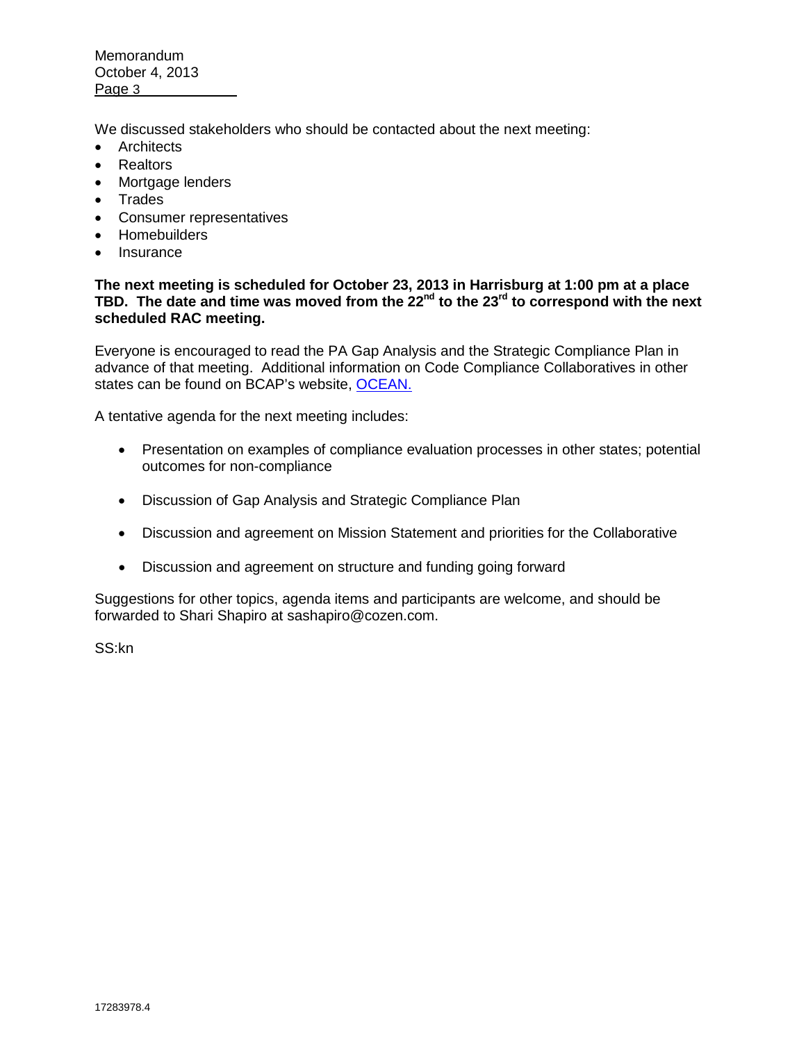We discussed stakeholders who should be contacted about the next meeting:

- Architects
- Realtors
- Mortgage lenders
- Trades
- Consumer representatives
- Homebuilders
- Insurance

**The next meeting is scheduled for October 23, 2013 in Harrisburg at 1:00 pm at a place TBD. The date and time was moved from the 22nd to the 23rd to correspond with the next scheduled RAC meeting.**

Everyone is encouraged to read the PA Gap Analysis and the Strategic Compliance Plan in advance of that meeting. Additional information on Code Compliance Collaboratives in other states can be found on BCAP's website, OCEAN.

A tentative agenda for the next meeting includes:

- Presentation on examples of compliance evaluation processes in other states; potential outcomes for non-compliance
- Discussion of Gap Analysis and Strategic Compliance Plan
- Discussion and agreement on Mission Statement and priorities for the Collaborative
- Discussion and agreement on structure and funding going forward

Suggestions for other topics, agenda items and participants are welcome, and should be forwarded to Shari Shapiro at sashapiro@cozen.com.

SS:kn

17283978.4